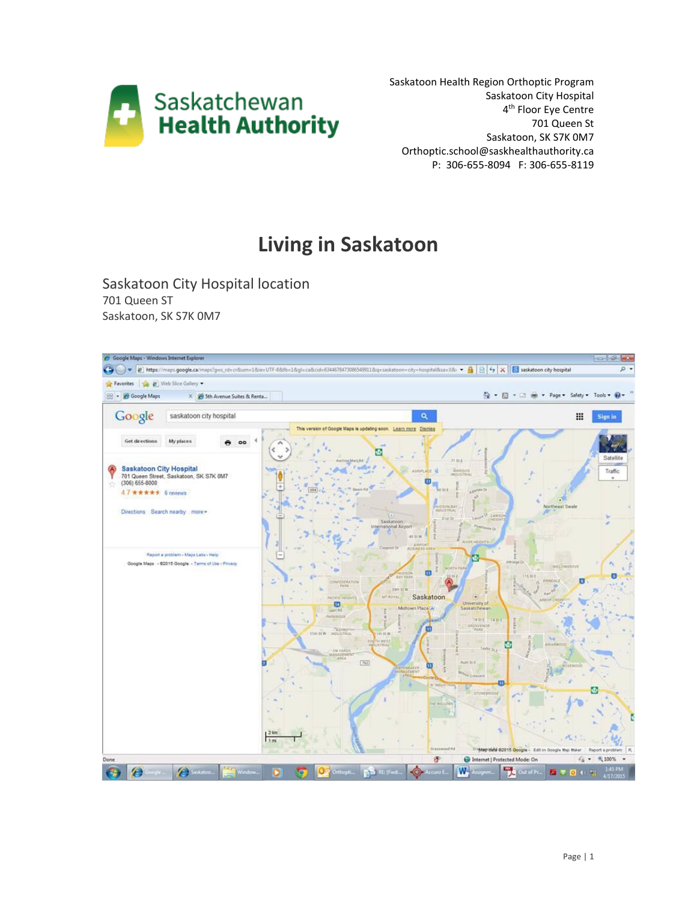Saskatchewan Health Authority

Saskatoon Health Region Orthoptic Program
Saskatoon City Hospital
4th Floor Eye Centre
701 Queen St
Saskatoon, SK S7K 0M7
Orthoptic.school@saskhealthauthority.ca
P: 306-655-8094 F: 306-655-8119

# Living in Saskatoon

## Saskatoon City Hospital location

701 Queen ST
Saskatoon, SK S7K 0M7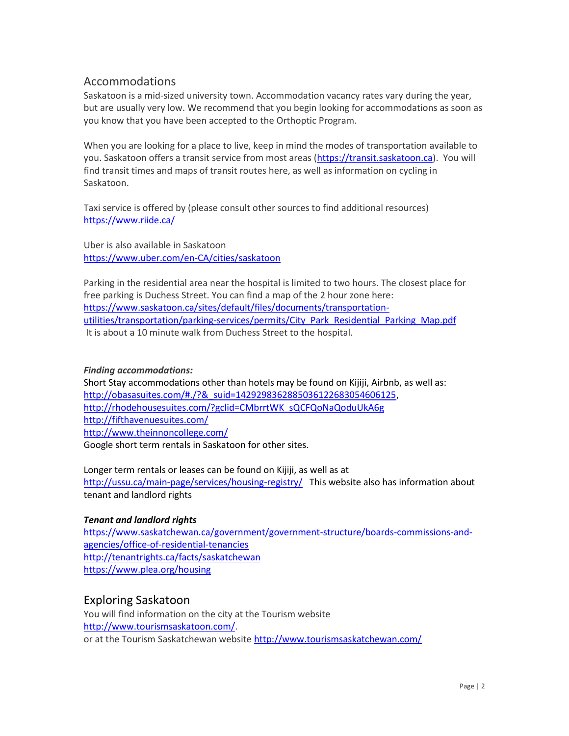## Accommodations

Saskatoon is a mid-sized university town. Accommodation vacancy rates vary during the year, but are usually very low. We recommend that you begin looking for accommodations as soon as you know that you have been accepted to the Orthoptic Program.

When you are looking for a place to live, keep in mind the modes of transportation available to you. Saskatoon offers a transit service from most areas (https://transit.saskatoon.ca). You will find transit times and maps of transit routes here, as well as information on cycling in Saskatoon.

Taxi service is offered by (please consult other sources to find additional resources)
https://www.riide.ca/

Uber is also available in Saskatoon
https://www.uber.com/en-CA/cities/saskatoon

Parking in the residential area near the hospital is limited to two hours. The closest place for free parking is Duchess Street. You can find a map of the 2 hour zone here:
https://www.saskatoon.ca/sites/default/files/documents/transportation-utilities/transportation/parking-services/permits/City_Park_Residential_Parking_Map.pdf
It is about a 10 minute walk from Duchess Street to the hospital.

***Finding accommodations:***

Short Stay accommodations other than hotels may be found on Kijiji, Airbnb, as well as:
http://obasasuites.com/#./?&_suid=142929836288503612268305460612​5,
http://rhodehousesuites.com/?gclid=CMbrrtWK_sQCFQoNaQoduUkA6g
http://fifthavenuesuites.com/
http://www.theinnoncollege.com/
Google short term rentals in Saskatoon for other sites.

Longer term rentals or leases can be found on Kijiji, as well as at
http://ussu.ca/main-page/services/housing-registry/ This website also has information about tenant and landlord rights

***Tenant and landlord rights***

https://www.saskatchewan.ca/government/government-structure/boards-commissions-and-agencies/office-of-residential-tenancies
http://tenantrights.ca/facts/saskatchewan
https://www.plea.org/housing

## Exploring Saskatoon

You will find information on the city at the Tourism website
http://www.tourismsaskatoon.com/.
or at the Tourism Saskatchewan website http://www.tourismsaskatchewan.com/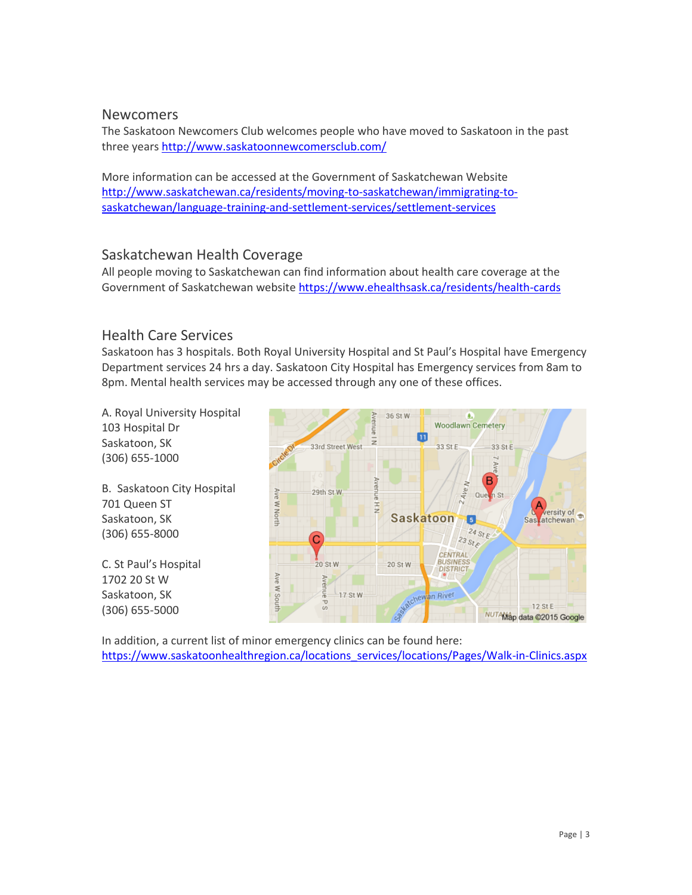## Newcomers

The Saskatoon Newcomers Club welcomes people who have moved to Saskatoon in the past three years [http://www.saskatoonnewcomersclub.com/](http://www.saskatoonnewcomersclub.com/)

More information can be accessed at the Government of Saskatchewan Website [http://www.saskatchewan.ca/residents/moving-to-saskatchewan/immigrating-to-saskatchewan/language-training-and-settlement-services/settlement-services](http://www.saskatchewan.ca/residents/moving-to-saskatchewan/immigrating-to-saskatchewan/language-training-and-settlement-services/settlement-services)

## Saskatchewan Health Coverage

All people moving to Saskatchewan can find information about health care coverage at the Government of Saskatchewan website [https://www.ehealthsask.ca/residents/health-cards](https://www.ehealthsask.ca/residents/health-cards)

## Health Care Services

Saskatoon has 3 hospitals. Both Royal University Hospital and St Paul's Hospital have Emergency Department services 24 hrs a day. Saskatoon City Hospital has Emergency services from 8am to 8pm. Mental health services may be accessed through any one of these offices.

A. Royal University Hospital
103 Hospital Dr
Saskatoon, SK
(306) 655-1000

B. Saskatoon City Hospital
701 Queen ST
Saskatoon, SK
(306) 655-8000

C. St Paul's Hospital
1702 20 St W
Saskatoon, SK
(306) 655-5000

In addition, a current list of minor emergency clinics can be found here:
[https://www.saskatoonhealthregion.ca/locations_services/locations/Pages/Walk-in-Clinics.aspx](https://www.saskatoonhealthregion.ca/locations_services/locations/Pages/Walk-in-Clinics.aspx)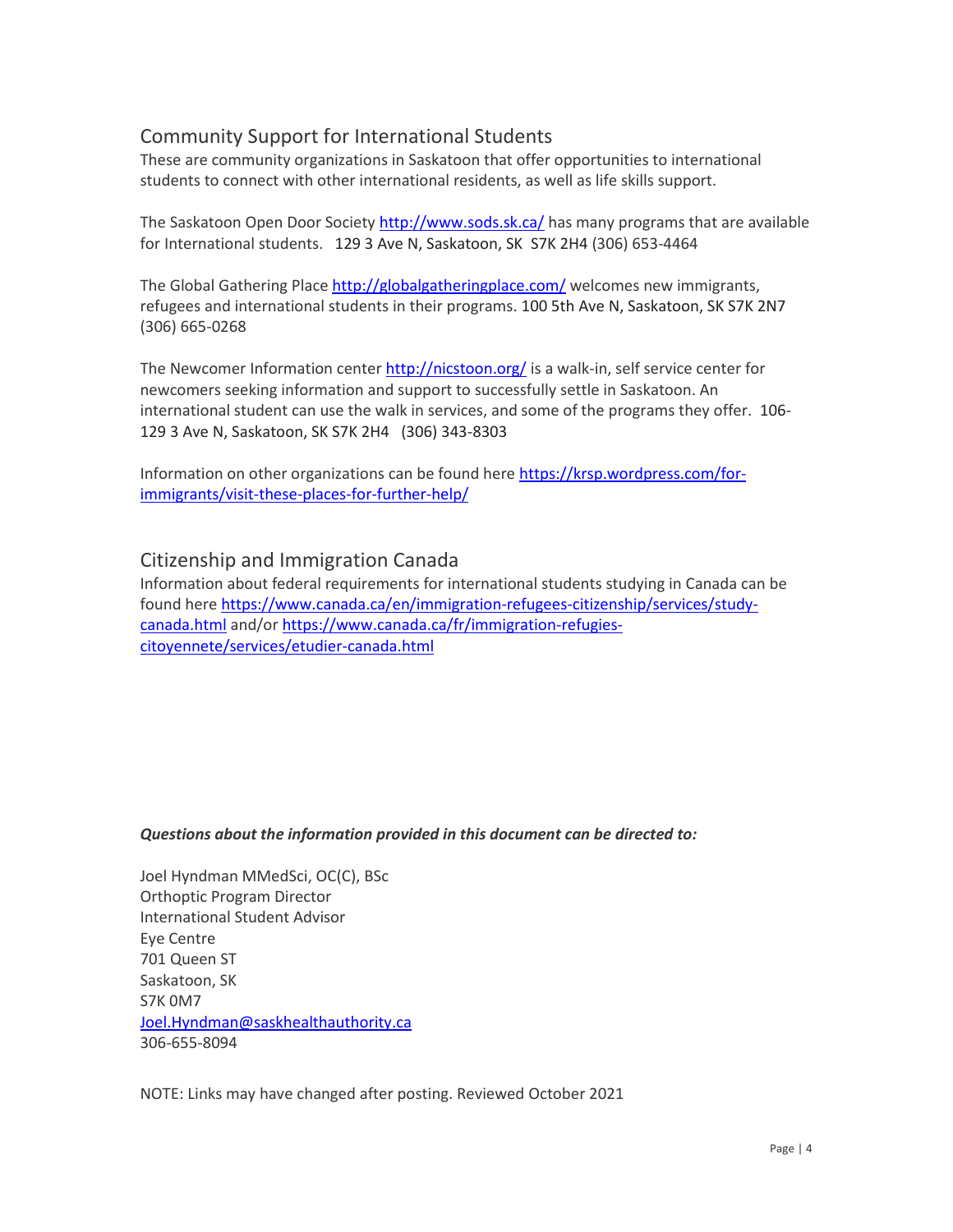## Community Support for International Students

These are community organizations in Saskatoon that offer opportunities to international students to connect with other international residents, as well as life skills support.

The Saskatoon Open Door Society http://www.sods.sk.ca/ has many programs that are available for International students. 129 3 Ave N, Saskatoon, SK S7K 2H4 (306) 653-4464

The Global Gathering Place http://globalgatheringplace.com/ welcomes new immigrants, refugees and international students in their programs. 100 5th Ave N, Saskatoon, SK S7K 2N7 (306) 665-0268

The Newcomer Information center http://nicstoon.org/ is a walk-in, self service center for newcomers seeking information and support to successfully settle in Saskatoon. An international student can use the walk in services, and some of the programs they offer. 106-129 3 Ave N, Saskatoon, SK S7K 2H4 (306) 343-8303

Information on other organizations can be found here https://krsp.wordpress.com/for-immigrants/visit-these-places-for-further-help/

## Citizenship and Immigration Canada

Information about federal requirements for international students studying in Canada can be found here https://www.canada.ca/en/immigration-refugees-citizenship/services/study-canada.html and/or https://www.canada.ca/fr/immigration-refugies-citoyennete/services/etudier-canada.html

***Questions about the information provided in this document can be directed to:***

Joel Hyndman MMedSci, OC(C), BSc
Orthoptic Program Director
International Student Advisor
Eye Centre
701 Queen ST
Saskatoon, SK
S7K 0M7
Joel.Hyndman@saskhealthauthority.ca
306-655-8094

NOTE: Links may have changed after posting. Reviewed October 2021